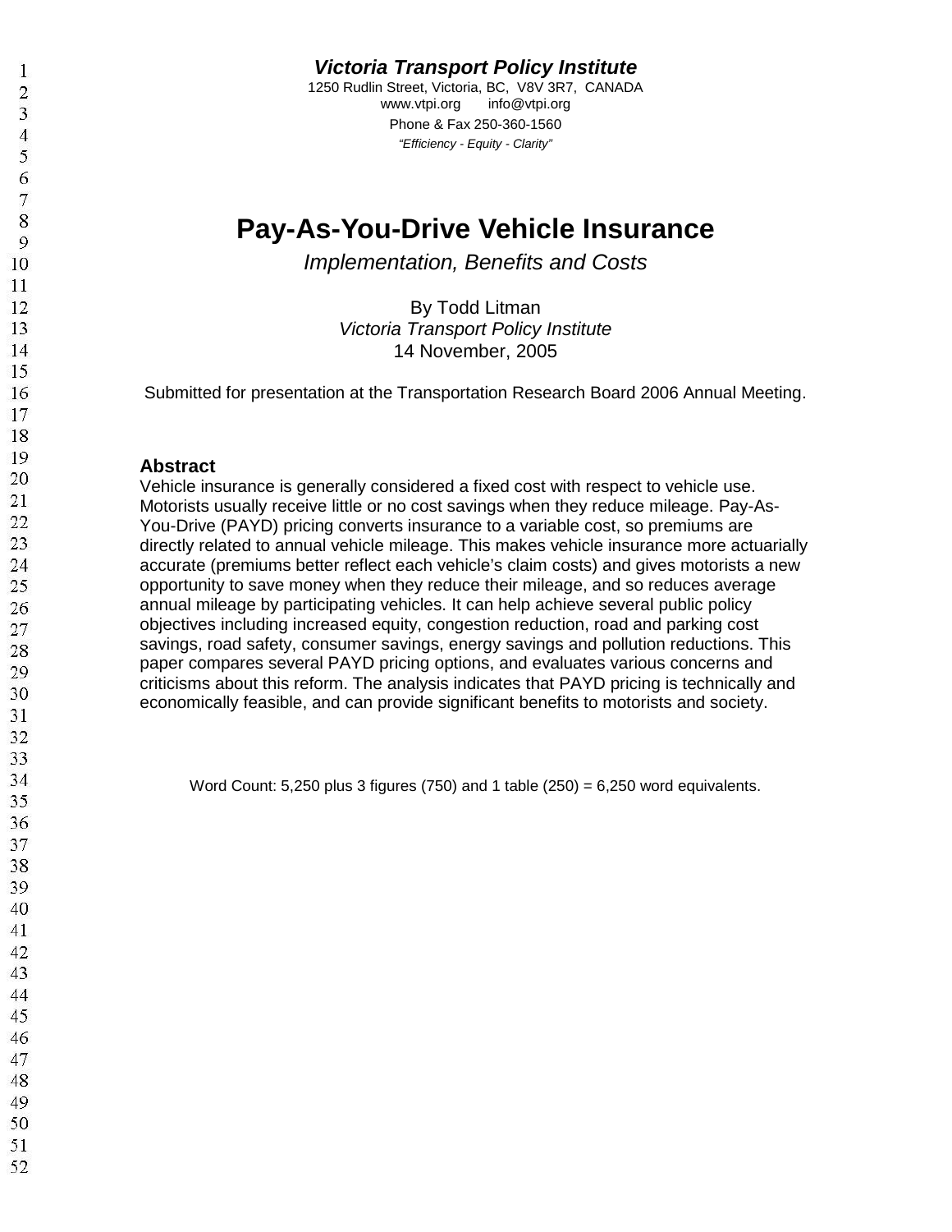***Victoria Transport Policy Institute***

1250 Rudlin Street, Victoria, BC, V8V 3R7, CANADA
www.vtpi.org info@vtpi.org
Phone & Fax 250-360-1560
*"Efficiency - Equity - Clarity"*

# Pay-As-You-Drive Vehicle Insurance

*Implementation, Benefits and Costs*

By Todd Litman
*Victoria Transport Policy Institute*
14 November, 2005

Submitted for presentation at the Transportation Research Board 2006 Annual Meeting.

## Abstract

Vehicle insurance is generally considered a fixed cost with respect to vehicle use. Motorists usually receive little or no cost savings when they reduce mileage. Pay-As-You-Drive (PAYD) pricing converts insurance to a variable cost, so premiums are directly related to annual vehicle mileage. This makes vehicle insurance more actuarially accurate (premiums better reflect each vehicle's claim costs) and gives motorists a new opportunity to save money when they reduce their mileage, and so reduces average annual mileage by participating vehicles. It can help achieve several public policy objectives including increased equity, congestion reduction, road and parking cost savings, road safety, consumer savings, energy savings and pollution reductions. This paper compares several PAYD pricing options, and evaluates various concerns and criticisms about this reform. The analysis indicates that PAYD pricing is technically and economically feasible, and can provide significant benefits to motorists and society.

Word Count: 5,250 plus 3 figures (750) and 1 table (250) = 6,250 word equivalents.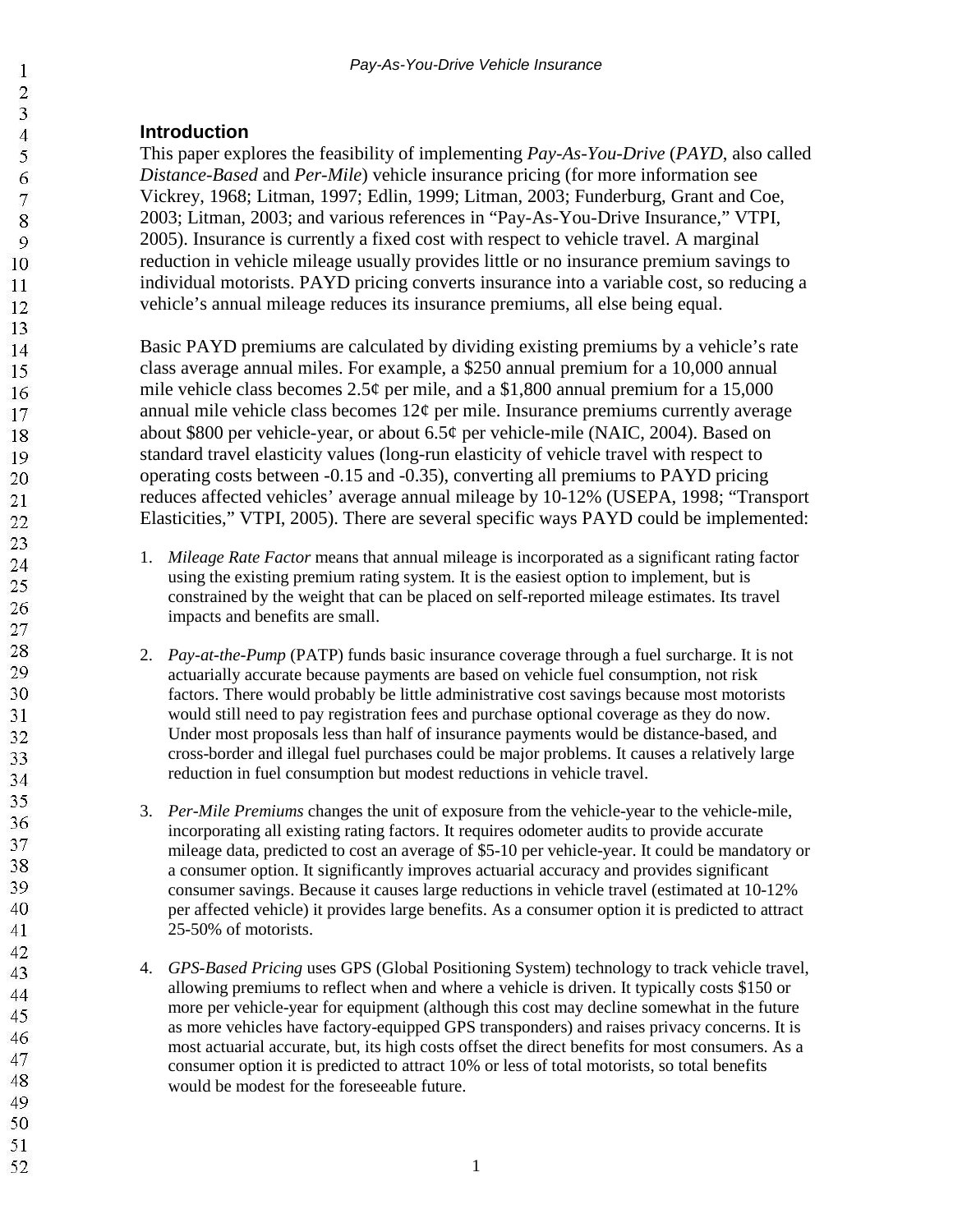## Introduction

This paper explores the feasibility of implementing *Pay-As-You-Drive* (*PAYD*, also called *Distance-Based* and *Per-Mile*) vehicle insurance pricing (for more information see Vickrey, 1968; Litman, 1997; Edlin, 1999; Litman, 2003; Funderburg, Grant and Coe, 2003; Litman, 2003; and various references in "Pay-As-You-Drive Insurance," VTPI, 2005). Insurance is currently a fixed cost with respect to vehicle travel. A marginal reduction in vehicle mileage usually provides little or no insurance premium savings to individual motorists. PAYD pricing converts insurance into a variable cost, so reducing a vehicle's annual mileage reduces its insurance premiums, all else being equal.

Basic PAYD premiums are calculated by dividing existing premiums by a vehicle's rate class average annual miles. For example, a $250 annual premium for a 10,000 annual mile vehicle class becomes 2.5¢ per mile, and a $1,800 annual premium for a 15,000 annual mile vehicle class becomes 12¢ per mile. Insurance premiums currently average about $800 per vehicle-year, or about 6.5¢ per vehicle-mile (NAIC, 2004). Based on standard travel elasticity values (long-run elasticity of vehicle travel with respect to operating costs between -0.15 and -0.35), converting all premiums to PAYD pricing reduces affected vehicles' average annual mileage by 10-12% (USEPA, 1998; "Transport Elasticities," VTPI, 2005). There are several specific ways PAYD could be implemented:

1. *Mileage Rate Factor* means that annual mileage is incorporated as a significant rating factor using the existing premium rating system. It is the easiest option to implement, but is constrained by the weight that can be placed on self-reported mileage estimates. Its travel impacts and benefits are small.

2. *Pay-at-the-Pump* (PATP) funds basic insurance coverage through a fuel surcharge. It is not actuarially accurate because payments are based on vehicle fuel consumption, not risk factors. There would probably be little administrative cost savings because most motorists would still need to pay registration fees and purchase optional coverage as they do now. Under most proposals less than half of insurance payments would be distance-based, and cross-border and illegal fuel purchases could be major problems. It causes a relatively large reduction in fuel consumption but modest reductions in vehicle travel.

3. *Per-Mile Premiums* changes the unit of exposure from the vehicle-year to the vehicle-mile, incorporating all existing rating factors. It requires odometer audits to provide accurate mileage data, predicted to cost an average of $5-10 per vehicle-year. It could be mandatory or a consumer option. It significantly improves actuarial accuracy and provides significant consumer savings. Because it causes large reductions in vehicle travel (estimated at 10-12% per affected vehicle) it provides large benefits. As a consumer option it is predicted to attract 25-50% of motorists.

4. *GPS-Based Pricing* uses GPS (Global Positioning System) technology to track vehicle travel, allowing premiums to reflect when and where a vehicle is driven. It typically costs $150 or more per vehicle-year for equipment (although this cost may decline somewhat in the future as more vehicles have factory-equipped GPS transponders) and raises privacy concerns. It is most actuarial accurate, but, its high costs offset the direct benefits for most consumers. As a consumer option it is predicted to attract 10% or less of total motorists, so total benefits would be modest for the foreseeable future.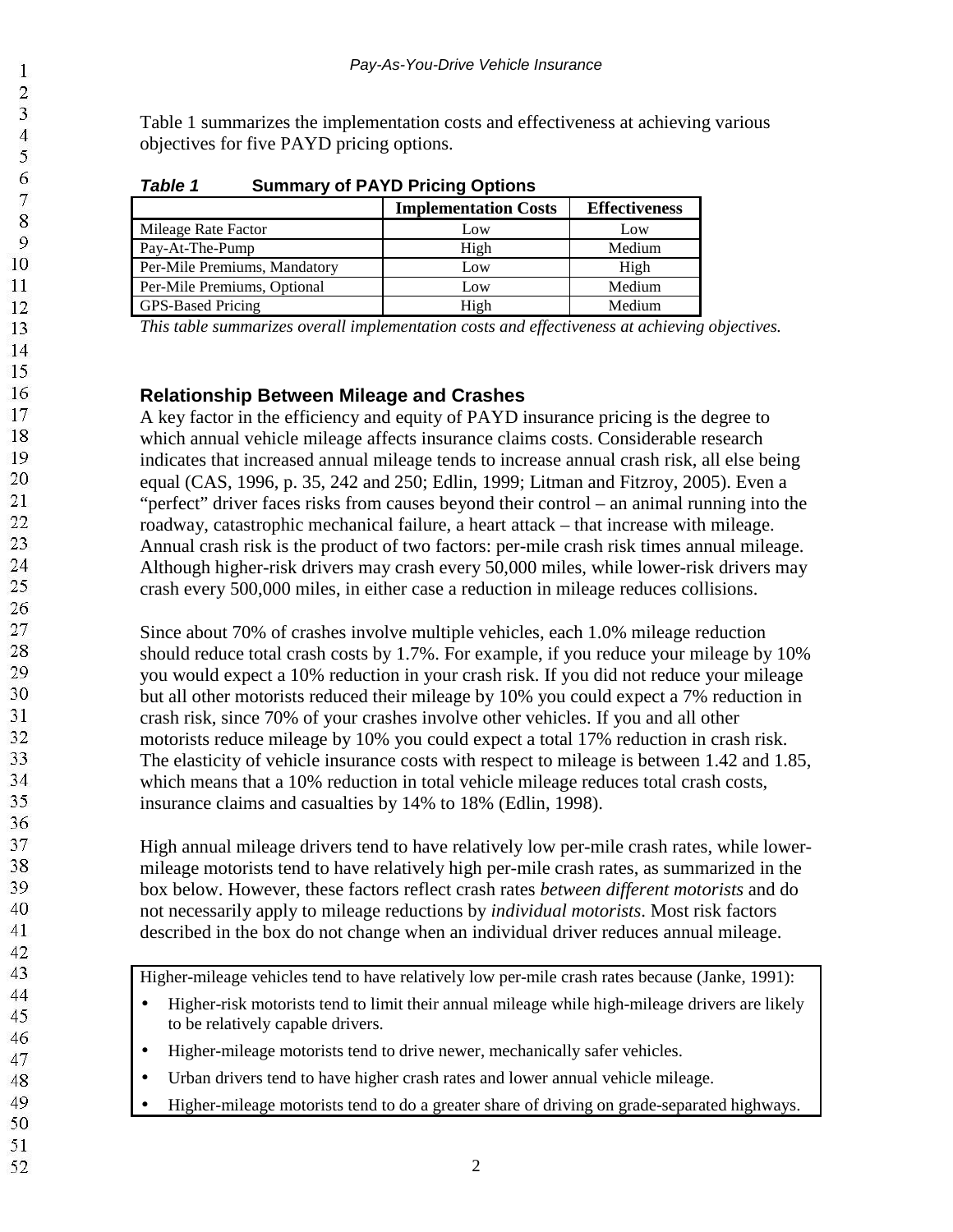Table 1 summarizes the implementation costs and effectiveness at achieving various objectives for five PAYD pricing options.

***Table 1*** **Summary of PAYD Pricing Options**

| | Implementation Costs | Effectiveness |
|---|---|---|
| Mileage Rate Factor | Low | Low |
| Pay-At-The-Pump | High | Medium |
| Per-Mile Premiums, Mandatory | Low | High |
| Per-Mile Premiums, Optional | Low | Medium |
| GPS-Based Pricing | High | Medium |

*This table summarizes overall implementation costs and effectiveness at achieving objectives.*

### Relationship Between Mileage and Crashes

A key factor in the efficiency and equity of PAYD insurance pricing is the degree to which annual vehicle mileage affects insurance claims costs. Considerable research indicates that increased annual mileage tends to increase annual crash risk, all else being equal (CAS, 1996, p. 35, 242 and 250; Edlin, 1999; Litman and Fitzroy, 2005). Even a "perfect" driver faces risks from causes beyond their control – an animal running into the roadway, catastrophic mechanical failure, a heart attack – that increase with mileage. Annual crash risk is the product of two factors: per-mile crash risk times annual mileage. Although higher-risk drivers may crash every 50,000 miles, while lower-risk drivers may crash every 500,000 miles, in either case a reduction in mileage reduces collisions.

Since about 70% of crashes involve multiple vehicles, each 1.0% mileage reduction should reduce total crash costs by 1.7%. For example, if you reduce your mileage by 10% you would expect a 10% reduction in your crash risk. If you did not reduce your mileage but all other motorists reduced their mileage by 10% you could expect a 7% reduction in crash risk, since 70% of your crashes involve other vehicles. If you and all other motorists reduce mileage by 10% you could expect a total 17% reduction in crash risk. The elasticity of vehicle insurance costs with respect to mileage is between 1.42 and 1.85, which means that a 10% reduction in total vehicle mileage reduces total crash costs, insurance claims and casualties by 14% to 18% (Edlin, 1998).

High annual mileage drivers tend to have relatively low per-mile crash rates, while lower-mileage motorists tend to have relatively high per-mile crash rates, as summarized in the box below. However, these factors reflect crash rates *between different motorists* and do not necessarily apply to mileage reductions by *individual motorists*. Most risk factors described in the box do not change when an individual driver reduces annual mileage.

Higher-mileage vehicles tend to have relatively low per-mile crash rates because (Janke, 1991):

- Higher-risk motorists tend to limit their annual mileage while high-mileage drivers are likely to be relatively capable drivers.
- Higher-mileage motorists tend to drive newer, mechanically safer vehicles.
- Urban drivers tend to have higher crash rates and lower annual vehicle mileage.
- Higher-mileage motorists tend to do a greater share of driving on grade-separated highways.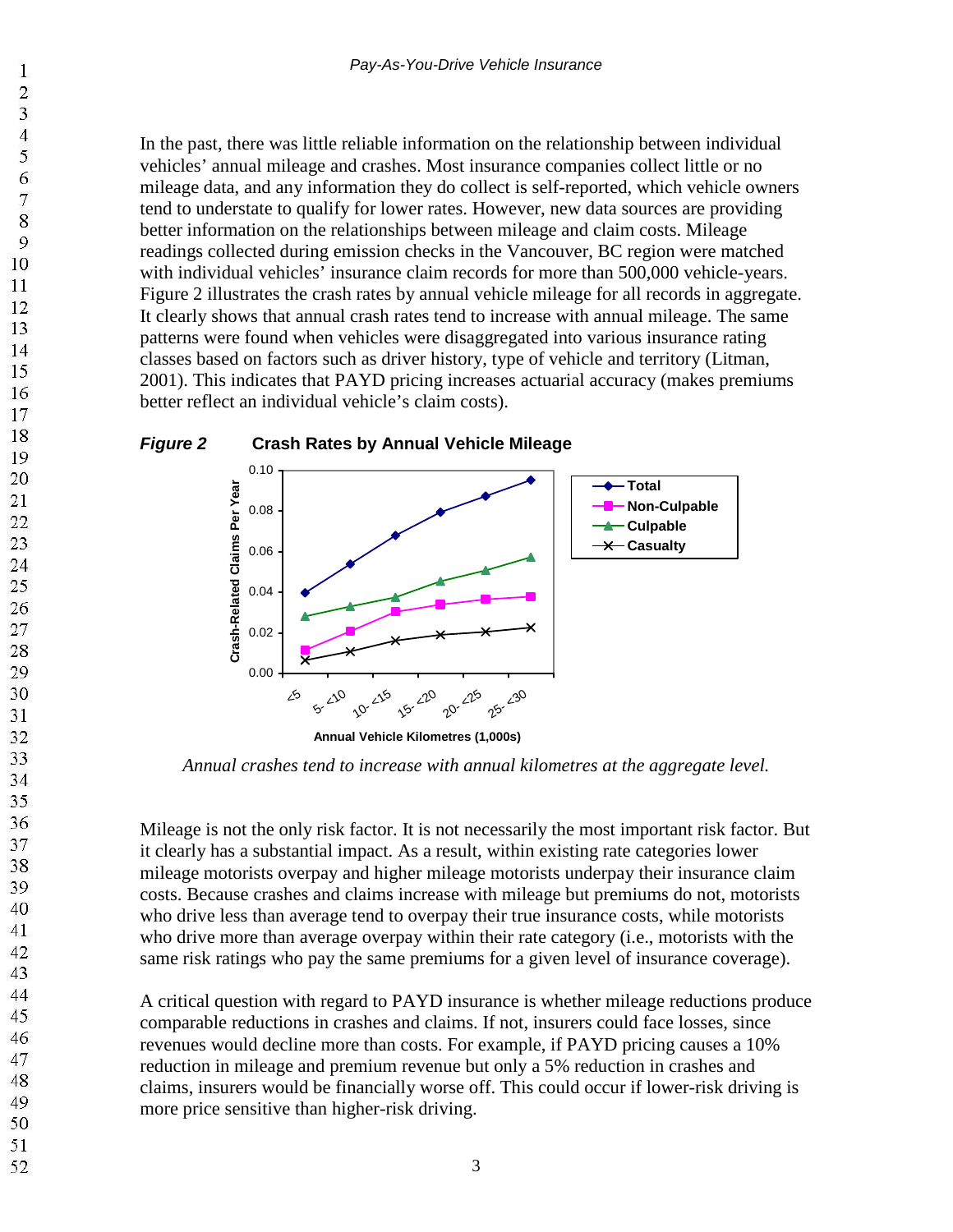In the past, there was little reliable information on the relationship between individual vehicles' annual mileage and crashes. Most insurance companies collect little or no mileage data, and any information they do collect is self-reported, which vehicle owners tend to understate to qualify for lower rates. However, new data sources are providing better information on the relationships between mileage and claim costs. Mileage readings collected during emission checks in the Vancouver, BC region were matched with individual vehicles' insurance claim records for more than 500,000 vehicle-years. Figure 2 illustrates the crash rates by annual vehicle mileage for all records in aggregate. It clearly shows that annual crash rates tend to increase with annual mileage. The same patterns were found when vehicles were disaggregated into various insurance rating classes based on factors such as driver history, type of vehicle and territory (Litman, 2001). This indicates that PAYD pricing increases actuarial accuracy (makes premiums better reflect an individual vehicle's claim costs).

***Figure 2*** **Crash Rates by Annual Vehicle Mileage**

*Annual crashes tend to increase with annual kilometres at the aggregate level.*

Mileage is not the only risk factor. It is not necessarily the most important risk factor. But it clearly has a substantial impact. As a result, within existing rate categories lower mileage motorists overpay and higher mileage motorists underpay their insurance claim costs. Because crashes and claims increase with mileage but premiums do not, motorists who drive less than average tend to overpay their true insurance costs, while motorists who drive more than average overpay within their rate category (i.e., motorists with the same risk ratings who pay the same premiums for a given level of insurance coverage).

A critical question with regard to PAYD insurance is whether mileage reductions produce comparable reductions in crashes and claims. If not, insurers could face losses, since revenues would decline more than costs. For example, if PAYD pricing causes a 10% reduction in mileage and premium revenue but only a 5% reduction in crashes and claims, insurers would be financially worse off. This could occur if lower-risk driving is more price sensitive than higher-risk driving.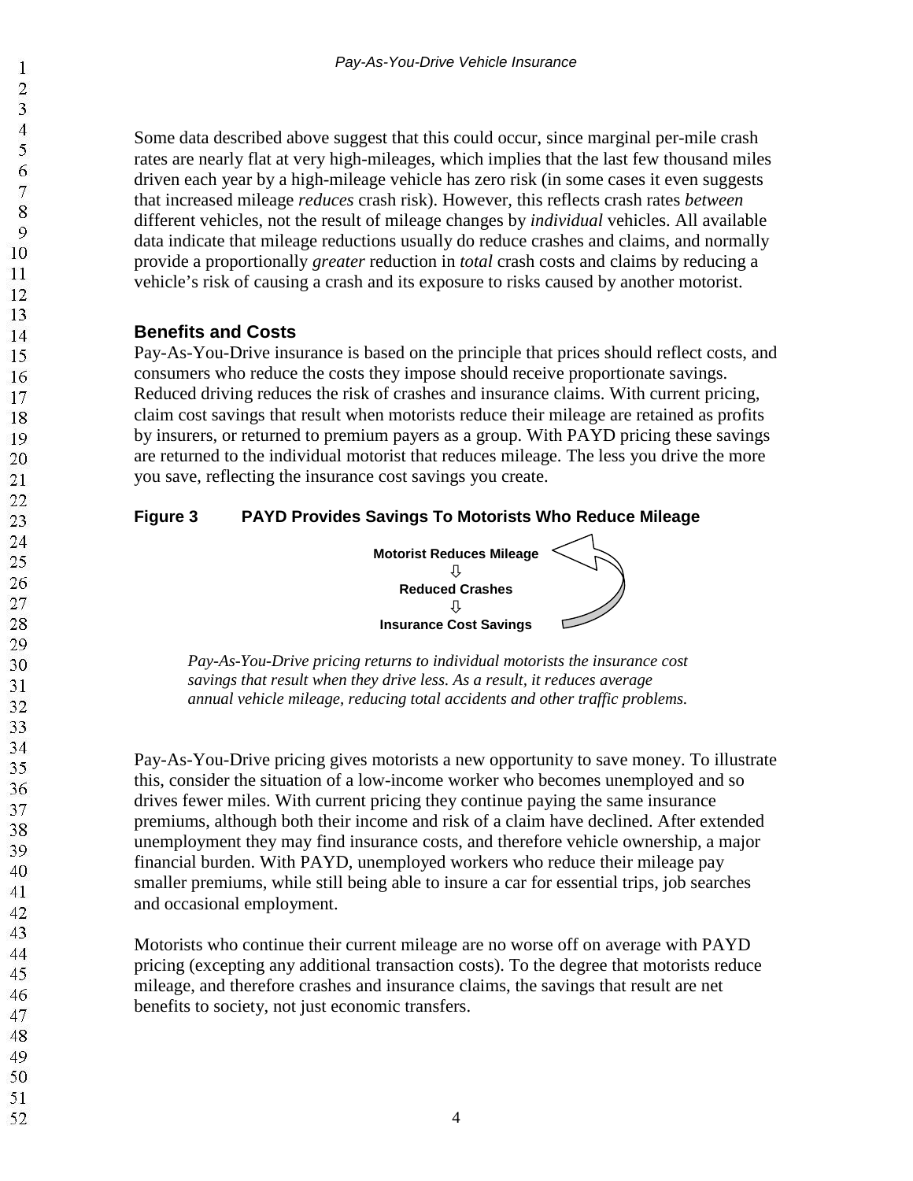Some data described above suggest that this could occur, since marginal per-mile crash rates are nearly flat at very high-mileages, which implies that the last few thousand miles driven each year by a high-mileage vehicle has zero risk (in some cases it even suggests that increased mileage *reduces* crash risk). However, this reflects crash rates *between* different vehicles, not the result of mileage changes by *individual* vehicles. All available data indicate that mileage reductions usually do reduce crashes and claims, and normally provide a proportionally *greater* reduction in *total* crash costs and claims by reducing a vehicle's risk of causing a crash and its exposure to risks caused by another motorist.

### Benefits and Costs

Pay-As-You-Drive insurance is based on the principle that prices should reflect costs, and consumers who reduce the costs they impose should receive proportionate savings. Reduced driving reduces the risk of crashes and insurance claims. With current pricing, claim cost savings that result when motorists reduce their mileage are retained as profits by insurers, or returned to premium payers as a group. With PAYD pricing these savings are returned to the individual motorist that reduces mileage. The less you drive the more you save, reflecting the insurance cost savings you create.

**Figure 3 PAYD Provides Savings To Motorists Who Reduce Mileage**

**Motorist Reduces Mileage**
⇩
**Reduced Crashes**
⇩
**Insurance Cost Savings**

*Pay-As-You-Drive pricing returns to individual motorists the insurance cost savings that result when they drive less. As a result, it reduces average annual vehicle mileage, reducing total accidents and other traffic problems.*

Pay-As-You-Drive pricing gives motorists a new opportunity to save money. To illustrate this, consider the situation of a low-income worker who becomes unemployed and so drives fewer miles. With current pricing they continue paying the same insurance premiums, although both their income and risk of a claim have declined. After extended unemployment they may find insurance costs, and therefore vehicle ownership, a major financial burden. With PAYD, unemployed workers who reduce their mileage pay smaller premiums, while still being able to insure a car for essential trips, job searches and occasional employment.

Motorists who continue their current mileage are no worse off on average with PAYD pricing (excepting any additional transaction costs). To the degree that motorists reduce mileage, and therefore crashes and insurance claims, the savings that result are net benefits to society, not just economic transfers.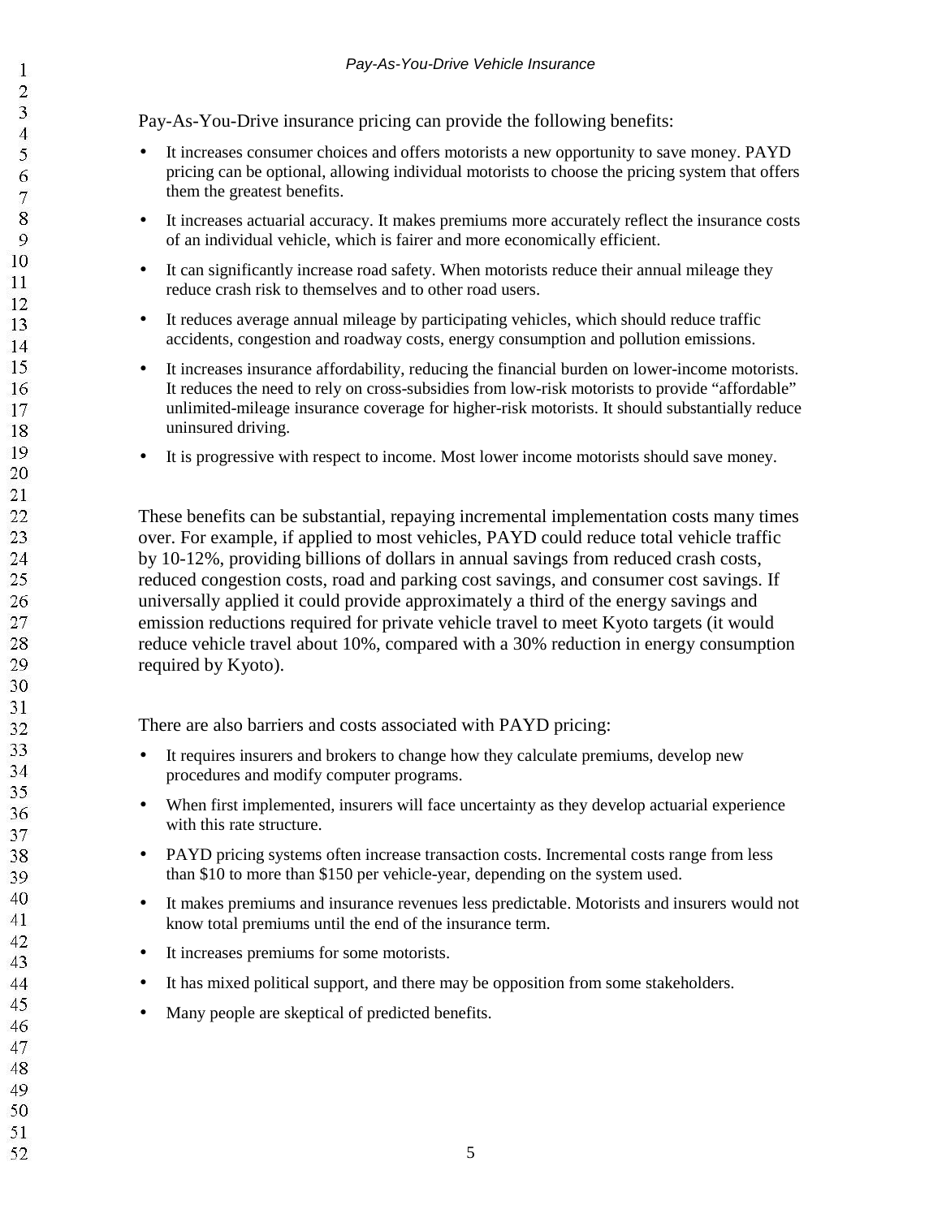Pay-As-You-Drive insurance pricing can provide the following benefits:

- It increases consumer choices and offers motorists a new opportunity to save money. PAYD pricing can be optional, allowing individual motorists to choose the pricing system that offers them the greatest benefits.
- It increases actuarial accuracy. It makes premiums more accurately reflect the insurance costs of an individual vehicle, which is fairer and more economically efficient.
- It can significantly increase road safety. When motorists reduce their annual mileage they reduce crash risk to themselves and to other road users.
- It reduces average annual mileage by participating vehicles, which should reduce traffic accidents, congestion and roadway costs, energy consumption and pollution emissions.
- It increases insurance affordability, reducing the financial burden on lower-income motorists. It reduces the need to rely on cross-subsidies from low-risk motorists to provide "affordable" unlimited-mileage insurance coverage for higher-risk motorists. It should substantially reduce uninsured driving.
- It is progressive with respect to income. Most lower income motorists should save money.

These benefits can be substantial, repaying incremental implementation costs many times over. For example, if applied to most vehicles, PAYD could reduce total vehicle traffic by 10-12%, providing billions of dollars in annual savings from reduced crash costs, reduced congestion costs, road and parking cost savings, and consumer cost savings. If universally applied it could provide approximately a third of the energy savings and emission reductions required for private vehicle travel to meet Kyoto targets (it would reduce vehicle travel about 10%, compared with a 30% reduction in energy consumption required by Kyoto).

There are also barriers and costs associated with PAYD pricing:

- It requires insurers and brokers to change how they calculate premiums, develop new procedures and modify computer programs.
- When first implemented, insurers will face uncertainty as they develop actuarial experience with this rate structure.
- PAYD pricing systems often increase transaction costs. Incremental costs range from less than $10 to more than $150 per vehicle-year, depending on the system used.
- It makes premiums and insurance revenues less predictable. Motorists and insurers would not know total premiums until the end of the insurance term.
- It increases premiums for some motorists.
- It has mixed political support, and there may be opposition from some stakeholders.
- Many people are skeptical of predicted benefits.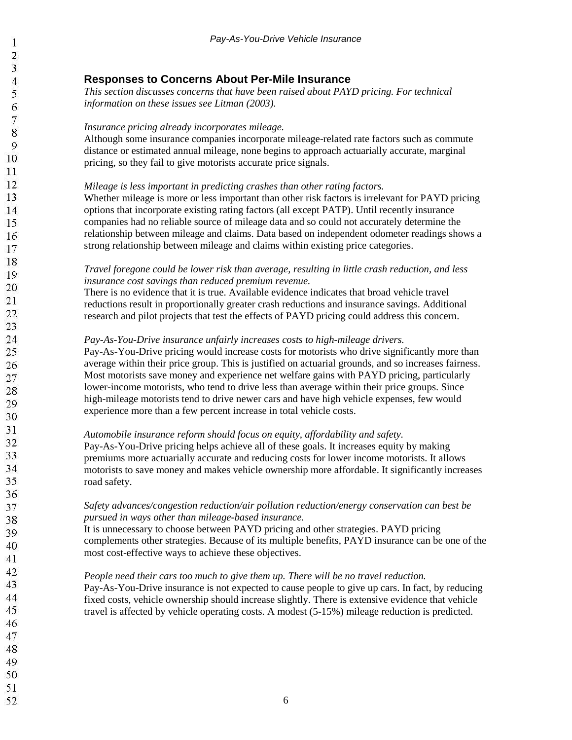## Responses to Concerns About Per-Mile Insurance

*This section discusses concerns that have been raised about PAYD pricing. For technical information on these issues see Litman (2003).*

*Insurance pricing already incorporates mileage.*
Although some insurance companies incorporate mileage-related rate factors such as commute distance or estimated annual mileage, none begins to approach actuarially accurate, marginal pricing, so they fail to give motorists accurate price signals.

*Mileage is less important in predicting crashes than other rating factors.*
Whether mileage is more or less important than other risk factors is irrelevant for PAYD pricing options that incorporate existing rating factors (all except PATP). Until recently insurance companies had no reliable source of mileage data and so could not accurately determine the relationship between mileage and claims. Data based on independent odometer readings shows a strong relationship between mileage and claims within existing price categories.

*Travel foregone could be lower risk than average, resulting in little crash reduction, and less insurance cost savings than reduced premium revenue.*
There is no evidence that it is true. Available evidence indicates that broad vehicle travel reductions result in proportionally greater crash reductions and insurance savings. Additional research and pilot projects that test the effects of PAYD pricing could address this concern.

*Pay-As-You-Drive insurance unfairly increases costs to high-mileage drivers.*
Pay-As-You-Drive pricing would increase costs for motorists who drive significantly more than average within their price group. This is justified on actuarial grounds, and so increases fairness. Most motorists save money and experience net welfare gains with PAYD pricing, particularly lower-income motorists, who tend to drive less than average within their price groups. Since high-mileage motorists tend to drive newer cars and have high vehicle expenses, few would experience more than a few percent increase in total vehicle costs.

*Automobile insurance reform should focus on equity, affordability and safety.*
Pay-As-You-Drive pricing helps achieve all of these goals. It increases equity by making premiums more actuarially accurate and reducing costs for lower income motorists. It allows motorists to save money and makes vehicle ownership more affordable. It significantly increases road safety.

*Safety advances/congestion reduction/air pollution reduction/energy conservation can best be pursued in ways other than mileage-based insurance.*
It is unnecessary to choose between PAYD pricing and other strategies. PAYD pricing complements other strategies. Because of its multiple benefits, PAYD insurance can be one of the most cost-effective ways to achieve these objectives.

*People need their cars too much to give them up. There will be no travel reduction.*
Pay-As-You-Drive insurance is not expected to cause people to give up cars. In fact, by reducing fixed costs, vehicle ownership should increase slightly. There is extensive evidence that vehicle travel is affected by vehicle operating costs. A modest (5-15%) mileage reduction is predicted.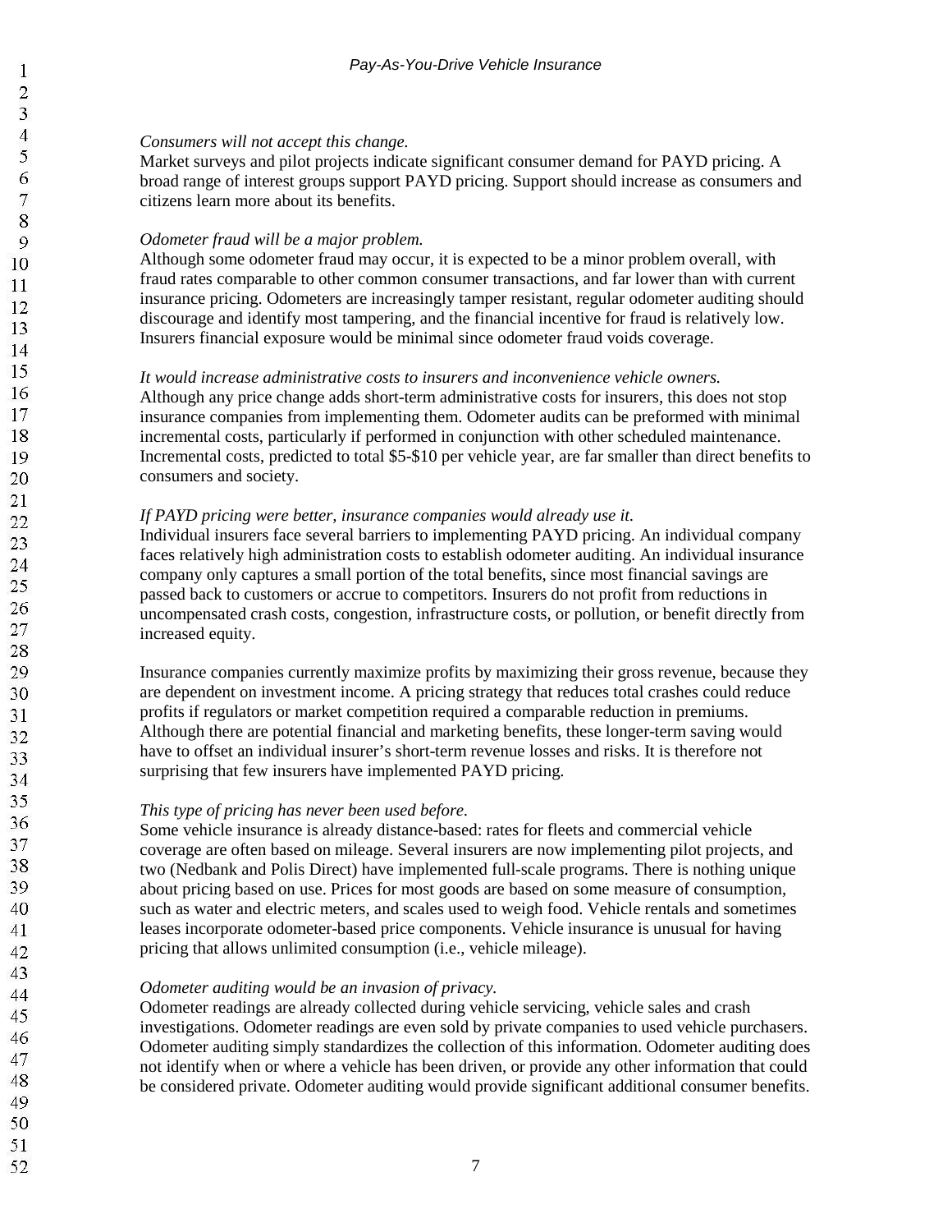*Consumers will not accept this change.*
Market surveys and pilot projects indicate significant consumer demand for PAYD pricing. A broad range of interest groups support PAYD pricing. Support should increase as consumers and citizens learn more about its benefits.

*Odometer fraud will be a major problem.*
Although some odometer fraud may occur, it is expected to be a minor problem overall, with fraud rates comparable to other common consumer transactions, and far lower than with current insurance pricing. Odometers are increasingly tamper resistant, regular odometer auditing should discourage and identify most tampering, and the financial incentive for fraud is relatively low. Insurers financial exposure would be minimal since odometer fraud voids coverage.

*It would increase administrative costs to insurers and inconvenience vehicle owners.*
Although any price change adds short-term administrative costs for insurers, this does not stop insurance companies from implementing them. Odometer audits can be preformed with minimal incremental costs, particularly if performed in conjunction with other scheduled maintenance. Incremental costs, predicted to total $5-$10 per vehicle year, are far smaller than direct benefits to consumers and society.

*If PAYD pricing were better, insurance companies would already use it.*
Individual insurers face several barriers to implementing PAYD pricing. An individual company faces relatively high administration costs to establish odometer auditing. An individual insurance company only captures a small portion of the total benefits, since most financial savings are passed back to customers or accrue to competitors. Insurers do not profit from reductions in uncompensated crash costs, congestion, infrastructure costs, or pollution, or benefit directly from increased equity.

Insurance companies currently maximize profits by maximizing their gross revenue, because they are dependent on investment income. A pricing strategy that reduces total crashes could reduce profits if regulators or market competition required a comparable reduction in premiums. Although there are potential financial and marketing benefits, these longer-term saving would have to offset an individual insurer's short-term revenue losses and risks. It is therefore not surprising that few insurers have implemented PAYD pricing.

*This type of pricing has never been used before.*
Some vehicle insurance is already distance-based: rates for fleets and commercial vehicle coverage are often based on mileage. Several insurers are now implementing pilot projects, and two (Nedbank and Polis Direct) have implemented full-scale programs. There is nothing unique about pricing based on use. Prices for most goods are based on some measure of consumption, such as water and electric meters, and scales used to weigh food. Vehicle rentals and sometimes leases incorporate odometer-based price components. Vehicle insurance is unusual for having pricing that allows unlimited consumption (i.e., vehicle mileage).

*Odometer auditing would be an invasion of privacy.*
Odometer readings are already collected during vehicle servicing, vehicle sales and crash investigations. Odometer readings are even sold by private companies to used vehicle purchasers. Odometer auditing simply standardizes the collection of this information. Odometer auditing does not identify when or where a vehicle has been driven, or provide any other information that could be considered private. Odometer auditing would provide significant additional consumer benefits.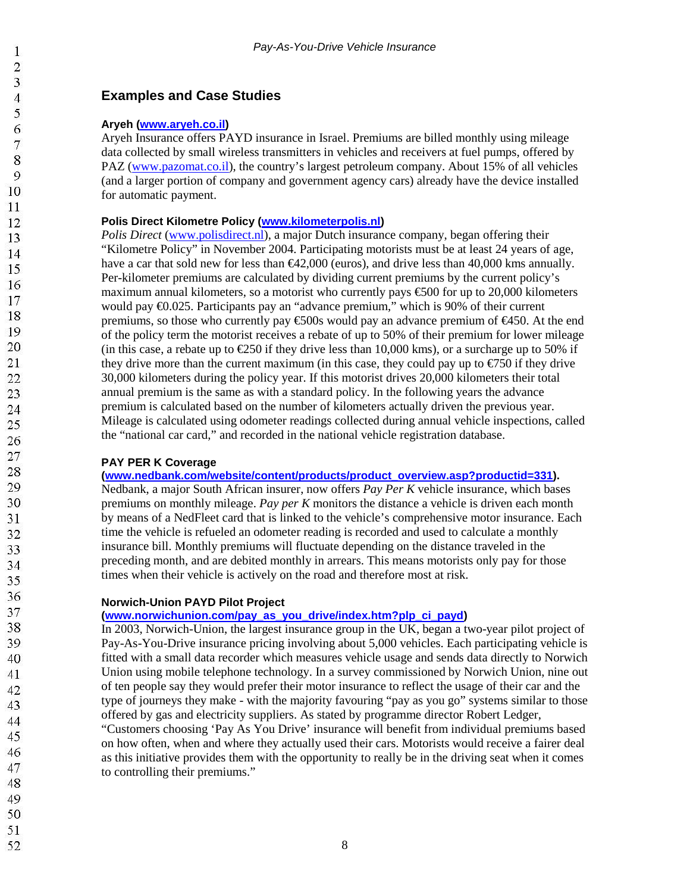## Examples and Case Studies

### Aryeh (www.aryeh.co.il)

Aryeh Insurance offers PAYD insurance in Israel. Premiums are billed monthly using mileage data collected by small wireless transmitters in vehicles and receivers at fuel pumps, offered by PAZ (www.pazomat.co.il), the country's largest petroleum company. About 15% of all vehicles (and a larger portion of company and government agency cars) already have the device installed for automatic payment.

### Polis Direct Kilometre Policy (www.kilometerpolis.nl)

*Polis Direct* (www.polisdirect.nl), a major Dutch insurance company, began offering their "Kilometre Policy" in November 2004. Participating motorists must be at least 24 years of age, have a car that sold new for less than €42,000 (euros), and drive less than 40,000 kms annually. Per-kilometer premiums are calculated by dividing current premiums by the current policy's maximum annual kilometers, so a motorist who currently pays €500 for up to 20,000 kilometers would pay €0.025. Participants pay an "advance premium," which is 90% of their current premiums, so those who currently pay €500s would pay an advance premium of €450. At the end of the policy term the motorist receives a rebate of up to 50% of their premium for lower mileage (in this case, a rebate up to €250 if they drive less than 10,000 kms), or a surcharge up to 50% if they drive more than the current maximum (in this case, they could pay up to €750 if they drive 30,000 kilometers during the policy year. If this motorist drives 20,000 kilometers their total annual premium is the same as with a standard policy. In the following years the advance premium is calculated based on the number of kilometers actually driven the previous year. Mileage is calculated using odometer readings collected during annual vehicle inspections, called the "national car card," and recorded in the national vehicle registration database.

### PAY PER K Coverage (www.nedbank.com/website/content/products/product_overview.asp?productid=331).

Nedbank, a major South African insurer, now offers *Pay Per K* vehicle insurance, which bases premiums on monthly mileage. *Pay per K* monitors the distance a vehicle is driven each month by means of a NedFleet card that is linked to the vehicle's comprehensive motor insurance. Each time the vehicle is refueled an odometer reading is recorded and used to calculate a monthly insurance bill. Monthly premiums will fluctuate depending on the distance traveled in the preceding month, and are debited monthly in arrears. This means motorists only pay for those times when their vehicle is actively on the road and therefore most at risk.

### Norwich-Union PAYD Pilot Project (www.norwichunion.com/pay_as_you_drive/index.htm?plp_ci_payd)

In 2003, Norwich-Union, the largest insurance group in the UK, began a two-year pilot project of Pay-As-You-Drive insurance pricing involving about 5,000 vehicles. Each participating vehicle is fitted with a small data recorder which measures vehicle usage and sends data directly to Norwich Union using mobile telephone technology. In a survey commissioned by Norwich Union, nine out of ten people say they would prefer their motor insurance to reflect the usage of their car and the type of journeys they make - with the majority favouring "pay as you go" systems similar to those offered by gas and electricity suppliers. As stated by programme director Robert Ledger, "Customers choosing 'Pay As You Drive' insurance will benefit from individual premiums based on how often, when and where they actually used their cars. Motorists would receive a fairer deal as this initiative provides them with the opportunity to really be in the driving seat when it comes to controlling their premiums."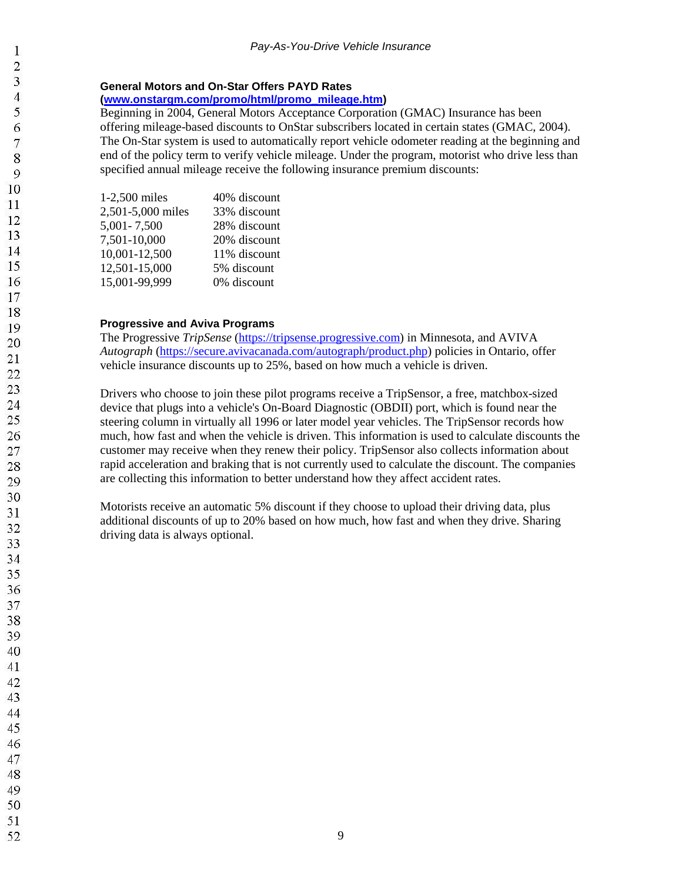### General Motors and On-Star Offers PAYD Rates
**([www.onstargm.com/promo/html/promo_mileage.htm](www.onstargm.com/promo/html/promo_mileage.htm))**

Beginning in 2004, General Motors Acceptance Corporation (GMAC) Insurance has been offering mileage-based discounts to OnStar subscribers located in certain states (GMAC, 2004). The On-Star system is used to automatically report vehicle odometer reading at the beginning and end of the policy term to verify vehicle mileage. Under the program, motorist who drive less than specified annual mileage receive the following insurance premium discounts:

| | |
|---|---|
| 1-2,500 miles | 40% discount |
| 2,501-5,000 miles | 33% discount |
| 5,001- 7,500 | 28% discount |
| 7,501-10,000 | 20% discount |
| 10,001-12,500 | 11% discount |
| 12,501-15,000 | 5% discount |
| 15,001-99,999 | 0% discount |

### Progressive and Aviva Programs

The Progressive *TripSense* (https://tripsense.progressive.com) in Minnesota, and AVIVA *Autograph* (https://secure.avivacanada.com/autograph/product.php) policies in Ontario, offer vehicle insurance discounts up to 25%, based on how much a vehicle is driven.

Drivers who choose to join these pilot programs receive a TripSensor, a free, matchbox-sized device that plugs into a vehicle's On-Board Diagnostic (OBDII) port, which is found near the steering column in virtually all 1996 or later model year vehicles. The TripSensor records how much, how fast and when the vehicle is driven. This information is used to calculate discounts the customer may receive when they renew their policy. TripSensor also collects information about rapid acceleration and braking that is not currently used to calculate the discount. The companies are collecting this information to better understand how they affect accident rates.

Motorists receive an automatic 5% discount if they choose to upload their driving data, plus additional discounts of up to 20% based on how much, how fast and when they drive. Sharing driving data is always optional.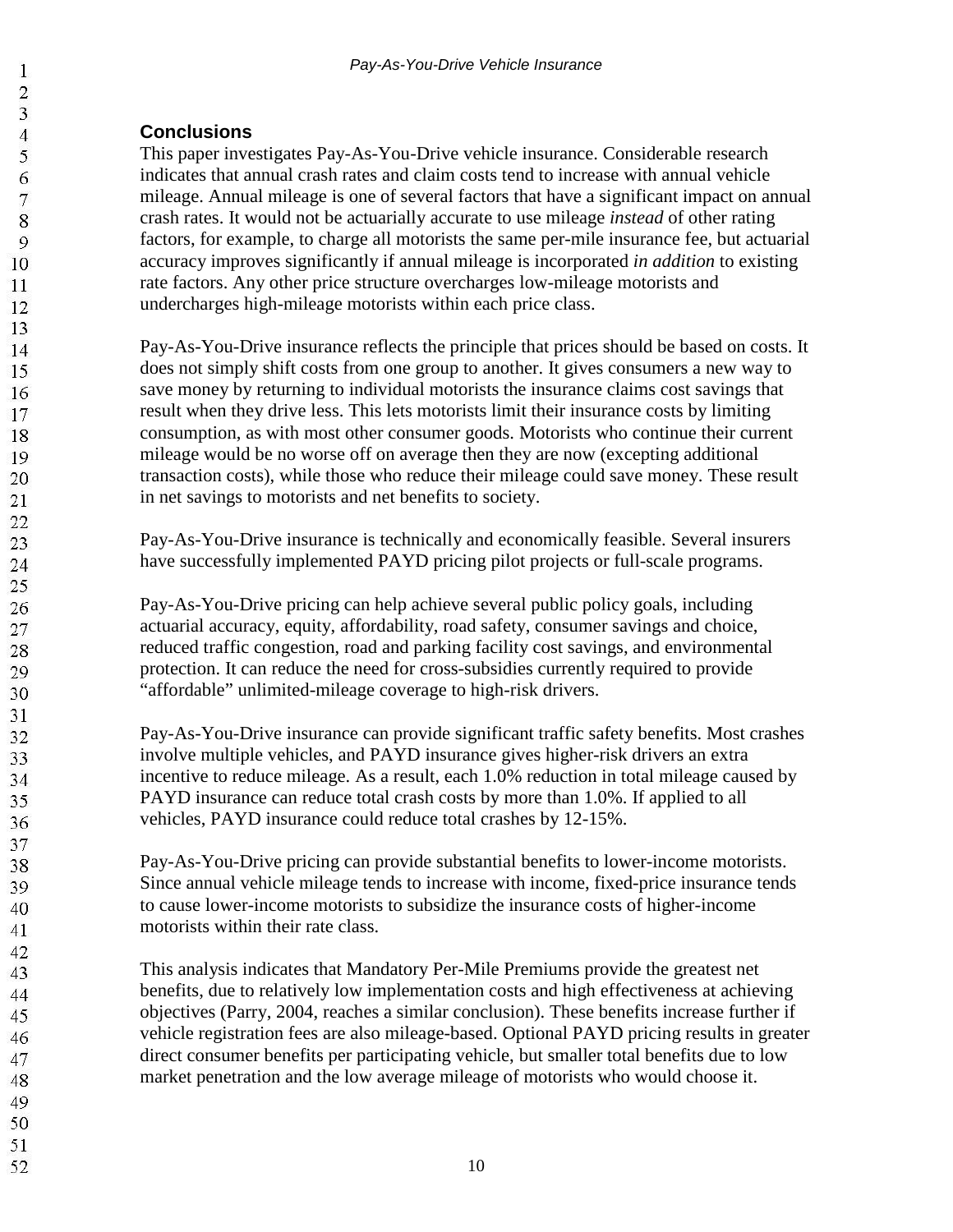## Conclusions

This paper investigates Pay-As-You-Drive vehicle insurance. Considerable research indicates that annual crash rates and claim costs tend to increase with annual vehicle mileage. Annual mileage is one of several factors that have a significant impact on annual crash rates. It would not be actuarially accurate to use mileage *instead* of other rating factors, for example, to charge all motorists the same per-mile insurance fee, but actuarial accuracy improves significantly if annual mileage is incorporated *in addition* to existing rate factors. Any other price structure overcharges low-mileage motorists and undercharges high-mileage motorists within each price class.

Pay-As-You-Drive insurance reflects the principle that prices should be based on costs. It does not simply shift costs from one group to another. It gives consumers a new way to save money by returning to individual motorists the insurance claims cost savings that result when they drive less. This lets motorists limit their insurance costs by limiting consumption, as with most other consumer goods. Motorists who continue their current mileage would be no worse off on average then they are now (excepting additional transaction costs), while those who reduce their mileage could save money. These result in net savings to motorists and net benefits to society.

Pay-As-You-Drive insurance is technically and economically feasible. Several insurers have successfully implemented PAYD pricing pilot projects or full-scale programs.

Pay-As-You-Drive pricing can help achieve several public policy goals, including actuarial accuracy, equity, affordability, road safety, consumer savings and choice, reduced traffic congestion, road and parking facility cost savings, and environmental protection. It can reduce the need for cross-subsidies currently required to provide "affordable" unlimited-mileage coverage to high-risk drivers.

Pay-As-You-Drive insurance can provide significant traffic safety benefits. Most crashes involve multiple vehicles, and PAYD insurance gives higher-risk drivers an extra incentive to reduce mileage. As a result, each 1.0% reduction in total mileage caused by PAYD insurance can reduce total crash costs by more than 1.0%. If applied to all vehicles, PAYD insurance could reduce total crashes by 12-15%.

Pay-As-You-Drive pricing can provide substantial benefits to lower-income motorists. Since annual vehicle mileage tends to increase with income, fixed-price insurance tends to cause lower-income motorists to subsidize the insurance costs of higher-income motorists within their rate class.

This analysis indicates that Mandatory Per-Mile Premiums provide the greatest net benefits, due to relatively low implementation costs and high effectiveness at achieving objectives (Parry, 2004, reaches a similar conclusion). These benefits increase further if vehicle registration fees are also mileage-based. Optional PAYD pricing results in greater direct consumer benefits per participating vehicle, but smaller total benefits due to low market penetration and the low average mileage of motorists who would choose it.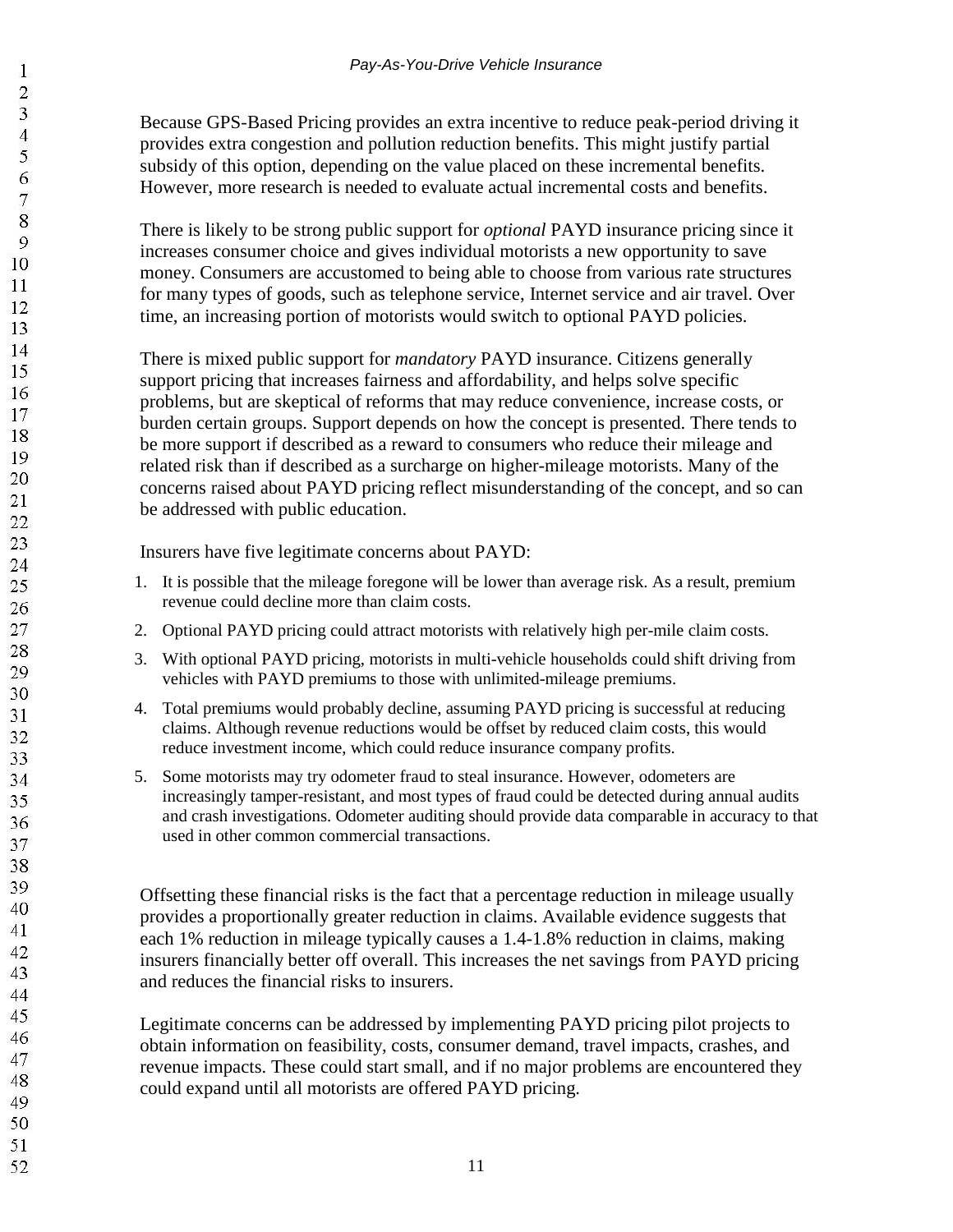Because GPS-Based Pricing provides an extra incentive to reduce peak-period driving it provides extra congestion and pollution reduction benefits. This might justify partial subsidy of this option, depending on the value placed on these incremental benefits. However, more research is needed to evaluate actual incremental costs and benefits.

There is likely to be strong public support for *optional* PAYD insurance pricing since it increases consumer choice and gives individual motorists a new opportunity to save money. Consumers are accustomed to being able to choose from various rate structures for many types of goods, such as telephone service, Internet service and air travel. Over time, an increasing portion of motorists would switch to optional PAYD policies.

There is mixed public support for *mandatory* PAYD insurance. Citizens generally support pricing that increases fairness and affordability, and helps solve specific problems, but are skeptical of reforms that may reduce convenience, increase costs, or burden certain groups. Support depends on how the concept is presented. There tends to be more support if described as a reward to consumers who reduce their mileage and related risk than if described as a surcharge on higher-mileage motorists. Many of the concerns raised about PAYD pricing reflect misunderstanding of the concept, and so can be addressed with public education.

Insurers have five legitimate concerns about PAYD:

1. It is possible that the mileage foregone will be lower than average risk. As a result, premium revenue could decline more than claim costs.
2. Optional PAYD pricing could attract motorists with relatively high per-mile claim costs.
3. With optional PAYD pricing, motorists in multi-vehicle households could shift driving from vehicles with PAYD premiums to those with unlimited-mileage premiums.
4. Total premiums would probably decline, assuming PAYD pricing is successful at reducing claims. Although revenue reductions would be offset by reduced claim costs, this would reduce investment income, which could reduce insurance company profits.
5. Some motorists may try odometer fraud to steal insurance. However, odometers are increasingly tamper-resistant, and most types of fraud could be detected during annual audits and crash investigations. Odometer auditing should provide data comparable in accuracy to that used in other common commercial transactions.

Offsetting these financial risks is the fact that a percentage reduction in mileage usually provides a proportionally greater reduction in claims. Available evidence suggests that each 1% reduction in mileage typically causes a 1.4-1.8% reduction in claims, making insurers financially better off overall. This increases the net savings from PAYD pricing and reduces the financial risks to insurers.

Legitimate concerns can be addressed by implementing PAYD pricing pilot projects to obtain information on feasibility, costs, consumer demand, travel impacts, crashes, and revenue impacts. These could start small, and if no major problems are encountered they could expand until all motorists are offered PAYD pricing.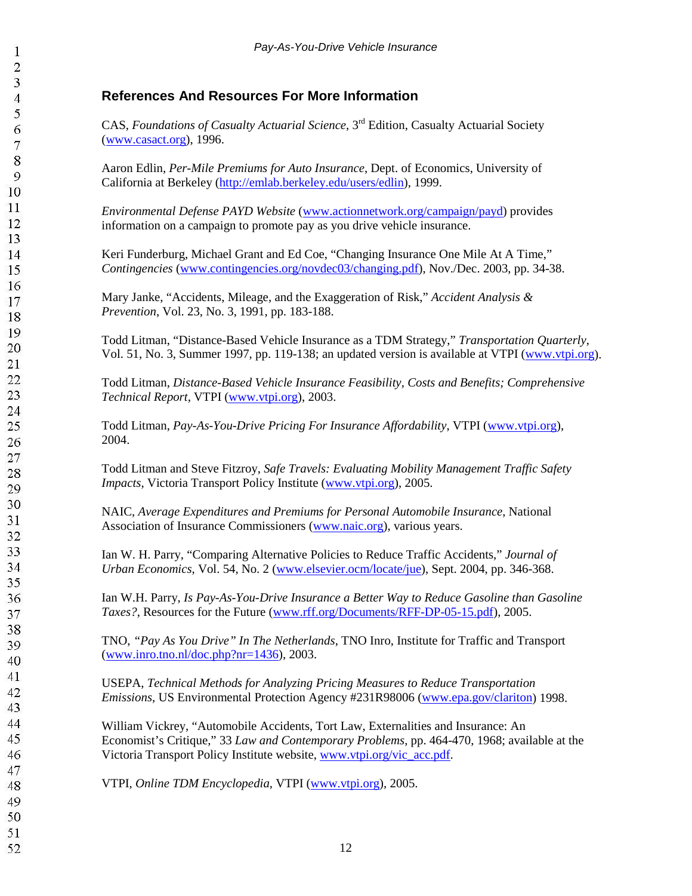## References And Resources For More Information

CAS, *Foundations of Casualty Actuarial Science*, 3rd Edition, Casualty Actuarial Society (www.casact.org), 1996.

Aaron Edlin, *Per-Mile Premiums for Auto Insurance*, Dept. of Economics, University of California at Berkeley (http://emlab.berkeley.edu/users/edlin), 1999.

*Environmental Defense PAYD Website* (www.actionnetwork.org/campaign/payd) provides information on a campaign to promote pay as you drive vehicle insurance.

Keri Funderburg, Michael Grant and Ed Coe, "Changing Insurance One Mile At A Time," *Contingencies* (www.contingencies.org/novdec03/changing.pdf), Nov./Dec. 2003, pp. 34-38.

Mary Janke, "Accidents, Mileage, and the Exaggeration of Risk," *Accident Analysis & Prevention*, Vol. 23, No. 3, 1991, pp. 183-188.

Todd Litman, "Distance-Based Vehicle Insurance as a TDM Strategy," *Transportation Quarterly*, Vol. 51, No. 3, Summer 1997, pp. 119-138; an updated version is available at VTPI (www.vtpi.org).

Todd Litman, *Distance-Based Vehicle Insurance Feasibility, Costs and Benefits; Comprehensive Technical Report*, VTPI (www.vtpi.org), 2003.

Todd Litman, *Pay-As-You-Drive Pricing For Insurance Affordability*, VTPI (www.vtpi.org), 2004.

Todd Litman and Steve Fitzroy, *Safe Travels: Evaluating Mobility Management Traffic Safety Impacts*, Victoria Transport Policy Institute (www.vtpi.org), 2005.

NAIC, *Average Expenditures and Premiums for Personal Automobile Insurance*, National Association of Insurance Commissioners (www.naic.org), various years.

Ian W. H. Parry, "Comparing Alternative Policies to Reduce Traffic Accidents," *Journal of Urban Economics*, Vol. 54, No. 2 (www.elsevier.ocm/locate/jue), Sept. 2004, pp. 346-368.

Ian W.H. Parry, *Is Pay-As-You-Drive Insurance a Better Way to Reduce Gasoline than Gasoline Taxes?*, Resources for the Future (www.rff.org/Documents/RFF-DP-05-15.pdf), 2005.

TNO, *"Pay As You Drive" In The Netherlands*, TNO Inro, Institute for Traffic and Transport (www.inro.tno.nl/doc.php?nr=1436), 2003.

USEPA, *Technical Methods for Analyzing Pricing Measures to Reduce Transportation Emissions*, US Environmental Protection Agency #231R98006 (www.epa.gov/clariton) 1998.

William Vickrey, "Automobile Accidents, Tort Law, Externalities and Insurance: An Economist's Critique," 33 *Law and Contemporary Problems*, pp. 464-470, 1968; available at the Victoria Transport Policy Institute website, www.vtpi.org/vic_acc.pdf.

VTPI, *Online TDM Encyclopedia*, VTPI (www.vtpi.org), 2005.